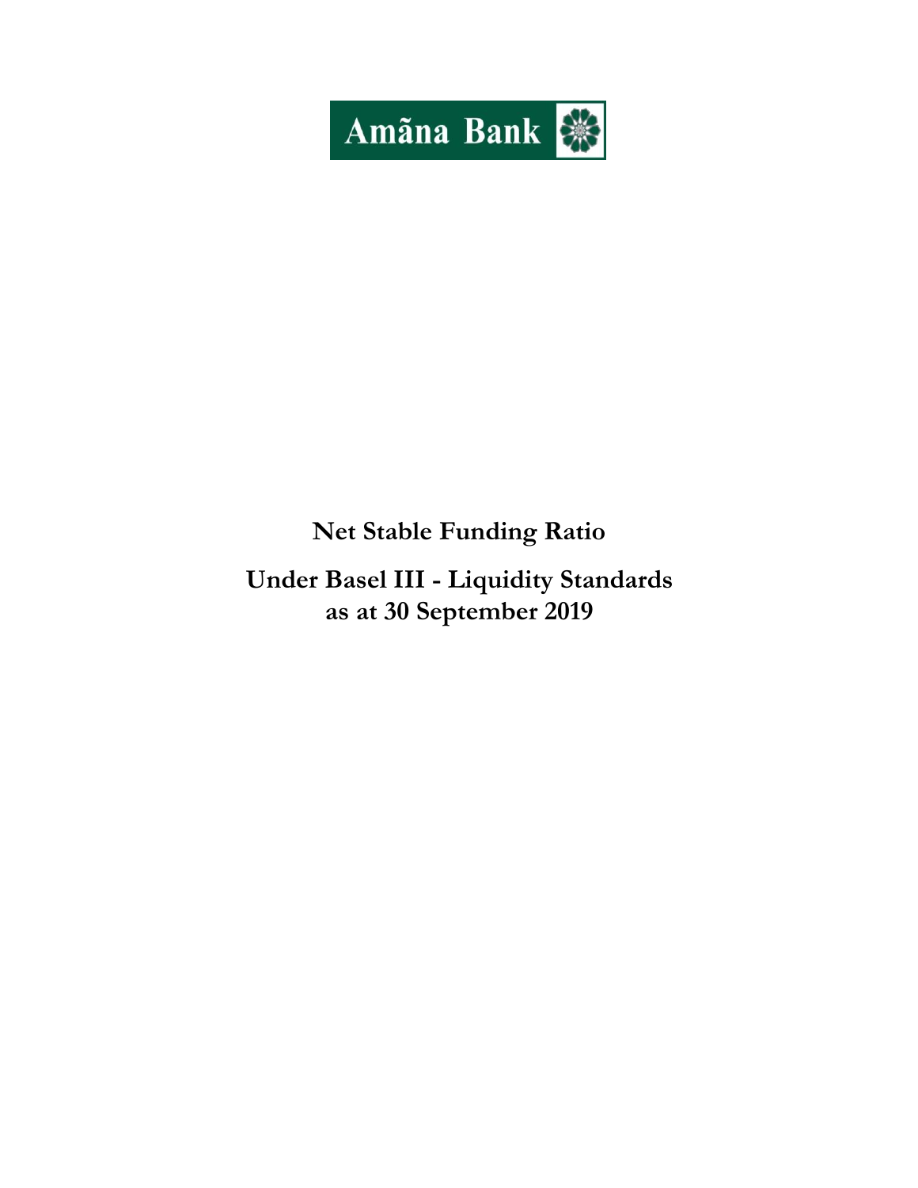Amãna Bank

# Net Stable Funding Ratio

## Under Basel III - Liquidity Standards as at 30 September 2019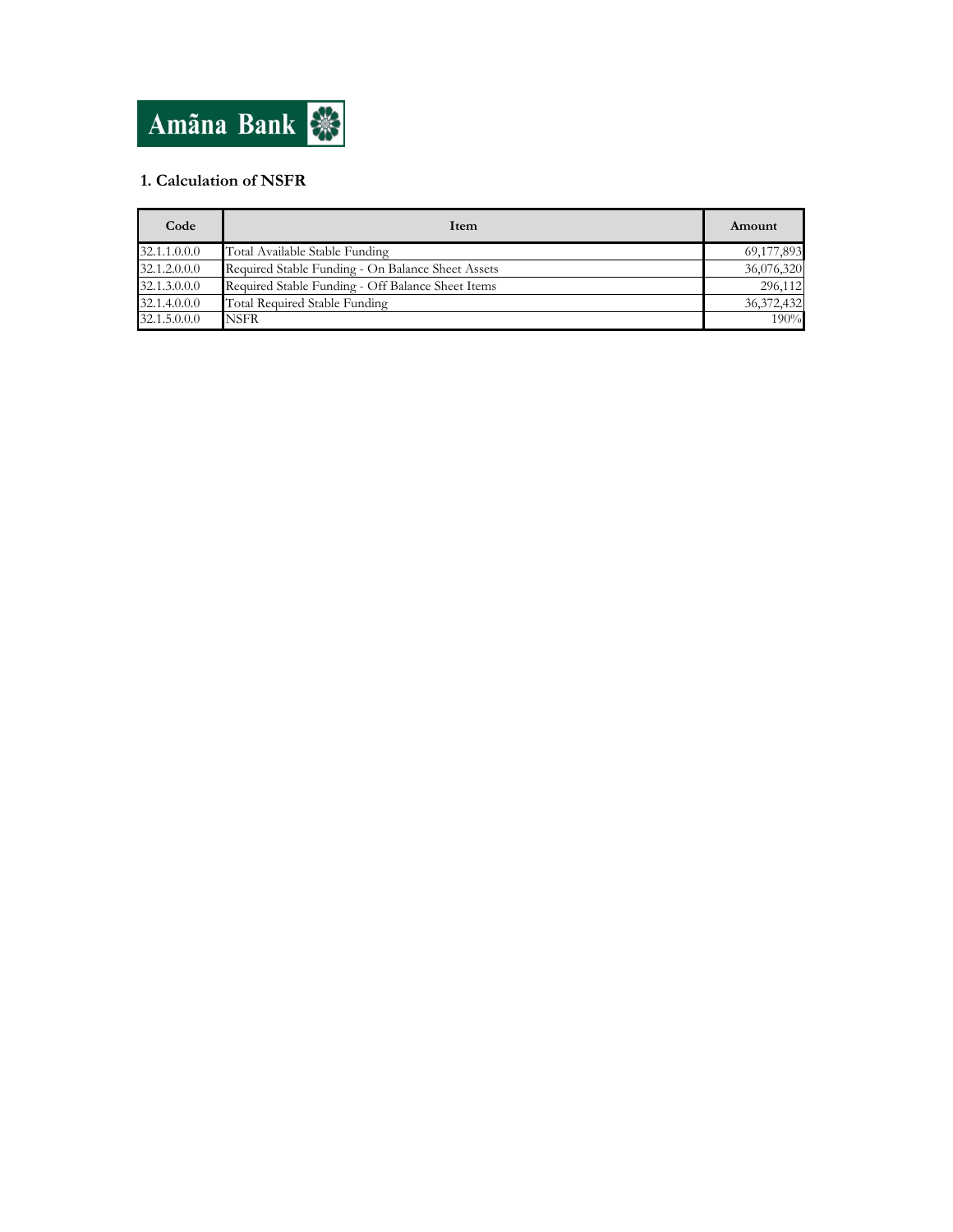Amãna Bank

## 1. Calculation of NSFR

| Code | Item | Amount |
|---|---|---|
| 32.1.1.0.0.0 | Total Available Stable Funding | 69,177,893 |
| 32.1.2.0.0.0 | Required Stable Funding - On Balance Sheet Assets | 36,076,320 |
| 32.1.3.0.0.0 | Required Stable Funding - Off Balance Sheet Items | 296,112 |
| 32.1.4.0.0.0 | Total Required Stable Funding | 36,372,432 |
| 32.1.5.0.0.0 | NSFR | 190% |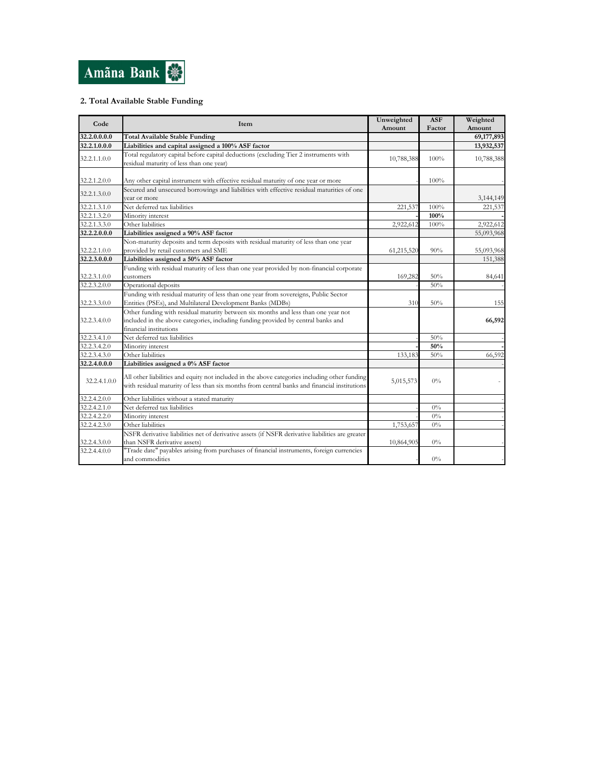Amãna Bank

## 2. Total Available Stable Funding

| Code | Item | Unweighted Amount | ASF Factor | Weighted Amount |
|---|---|---|---|---|
| **32.2.0.0.0.0** | **Total Available Stable Funding** | | | **69,177,893** |
| **32.2.1.0.0.0** | **Liabilities and capital assigned a 100% ASF factor** | | | **13,932,537** |
| 32.2.1.1.0.0 | Total regulatory capital before capital deductions (excluding Tier 2 instruments with residual maturity of less than one year) | 10,788,388 | 100% | 10,788,388 |
| 32.2.1.2.0.0 | Any other capital instrument with effective residual maturity of one year or more | - | 100% | - |
| 32.2.1.3.0.0 | Secured and unsecured borrowings and liabilities with effective residual maturities of one year or more | | | 3,144,149 |
| 32.2.1.3.1.0 | Net deferred tax liabilities | 221,537 | 100% | 221,537 |
| 32.2.1.3.2.0 | Minority interest | - | **100%** | - |
| 32.2.1.3.3.0 | Other liabilities | 2,922,612 | 100% | 2,922,612 |
| **32.2.2.0.0.0** | **Liabilities assigned a 90% ASF factor** | | | 55,093,968 |
| 32.2.2.1.0.0 | Non-maturity deposits and term deposits with residual maturity of less than one year provided by retail customers and SME | 61,215,520 | 90% | 55,093,968 |
| **32.2.3.0.0.0** | **Liabilities assigned a 50% ASF factor** | | | 151,388 |
| 32.2.3.1.0.0 | Funding with residual maturity of less than one year provided by non-financial corporate customers | 169,282 | 50% | 84,641 |
| 32.2.3.2.0.0 | Operational deposits | - | 50% | - |
| 32.2.3.3.0.0 | Funding with residual maturity of less than one year from sovereigns, Public Sector Entities (PSEs), and Multilateral Development Banks (MDBs) | 310 | 50% | 155 |
| 32.2.3.4.0.0 | Other funding with residual maturity between six months and less than one year not included in the above categories, including funding provided by central banks and financial institutions | | | **66,592** |
| 32.2.3.4.1.0 | Net deferred tax liabilities | - | 50% | - |
| 32.2.3.4.2.0 | Minority interest | - | **50%** | - |
| 32.2.3.4.3.0 | Other liabilities | 133,183 | 50% | 66,592 |
| **32.2.4.0.0.0** | **Liabilities assigned a 0% ASF factor** | | | - |
| 32.2.4.1.0.0 | All other liabilities and equity not included in the above categories including other funding with residual maturity of less than six months from central banks and financial institutions | 5,015,573 | 0% | - |
| 32.2.4.2.0.0 | Other liabilities without a stated maturity | | | - |
| 32.2.4.2.1.0 | Net deferred tax liabilities | - | 0% | - |
| 32.2.4.2.2.0 | Minority interest | - | 0% | - |
| 32.2.4.2.3.0 | Other liabilities | 1,753,657 | 0% | - |
| 32.2.4.3.0.0 | NSFR derivative liabilities net of derivative assets (if NSFR derivative liabilities are greater than NSFR derivative assets) | 10,864,905 | 0% | - |
| 32.2.4.4.0.0 | "Trade date" payables arising from purchases of financial instruments, foreign currencies and commodities | - | 0% | - |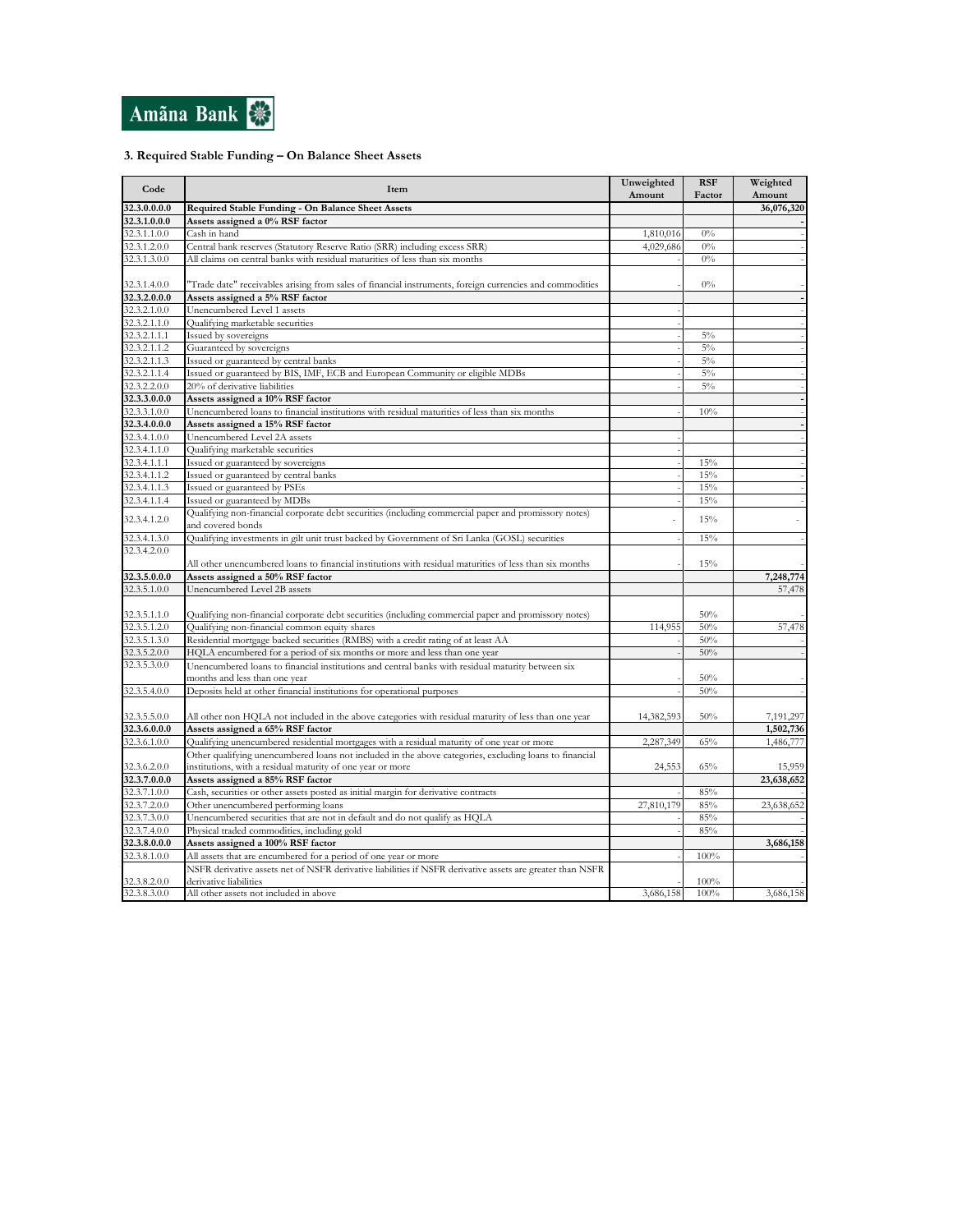Amãna Bank

### 3. Required Stable Funding – On Balance Sheet Assets

| Code | Item | Unweighted Amount | RSF Factor | Weighted Amount |
|---|---|---|---|---|
| **32.3.0.0.0.0** | **Required Stable Funding - On Balance Sheet Assets** | | | **36,076,320** |
| **32.3.1.0.0.0** | **Assets assigned a 0% RSF factor** | | | **-** |
| 32.3.1.1.0.0 | Cash in hand | 1,810,016 | 0% | - |
| 32.3.1.2.0.0 | Central bank reserves (Statutory Reserve Ratio (SRR) including excess SRR) | 4,029,686 | 0% | - |
| 32.3.1.3.0.0 | All claims on central banks with residual maturities of less than six months | - | 0% | - |
| 32.3.1.4.0.0 | "Trade date" receivables arising from sales of financial instruments, foreign currencies and commodities | - | 0% | - |
| **32.3.2.0.0.0** | **Assets assigned a 5% RSF factor** | | | **-** |
| 32.3.2.1.0.0 | Unencumbered Level 1 assets | - | | - |
| 32.3.2.1.1.0 | Qualifying marketable securities | - | | - |
| 32.3.2.1.1.1 | Issued by sovereigns | - | 5% | - |
| 32.3.2.1.1.2 | Guaranteed by sovereigns | - | 5% | - |
| 32.3.2.1.1.3 | Issued or guaranteed by central banks | - | 5% | - |
| 32.3.2.1.1.4 | Issued or guaranteed by BIS, IMF, ECB and European Community or eligible MDBs | - | 5% | - |
| 32.3.2.2.0.0 | 20% of derivative liabilities | - | 5% | - |
| **32.3.3.0.0.0** | **Assets assigned a 10% RSF factor** | | | **-** |
| 32.3.3.1.0.0 | Unencumbered loans to financial institutions with residual maturities of less than six months | - | 10% | - |
| **32.3.4.0.0.0** | **Assets assigned a 15% RSF factor** | | | **-** |
| 32.3.4.1.0.0 | Unencumbered Level 2A assets | - | | - |
| 32.3.4.1.1.0 | Qualifying marketable securities | - | | - |
| 32.3.4.1.1.1 | Issued or guaranteed by sovereigns | - | 15% | - |
| 32.3.4.1.1.2 | Issued or guaranteed by central banks | - | 15% | - |
| 32.3.4.1.1.3 | Issued or guaranteed by PSEs | - | 15% | - |
| 32.3.4.1.1.4 | Issued or guaranteed by MDBs | - | 15% | - |
| 32.3.4.1.2.0 | Qualifying non-financial corporate debt securities (including commercial paper and promissory notes) and covered bonds | - | 15% | - |
| 32.3.4.1.3.0 | Qualifying investments in gilt unit trust backed by Government of Sri Lanka (GOSL) securities | - | 15% | - |
| 32.3.4.2.0.0 | All other unencumbered loans to financial institutions with residual maturities of less than six months | - | 15% | - |
| **32.3.5.0.0.0** | **Assets assigned a 50% RSF factor** | | | **7,248,774** |
| 32.3.5.1.0.0 | Unencumbered Level 2B assets | | | 57,478 |
| 32.3.5.1.1.0 | Qualifying non-financial corporate debt securities (including commercial paper and promissory notes) | | 50% | - |
| 32.3.5.1.2.0 | Qualifying non-financial common equity shares | 114,955 | 50% | 57,478 |
| 32.3.5.1.3.0 | Residential mortgage backed securities (RMBS) with a credit rating of at least AA | - | 50% | - |
| 32.3.5.2.0.0 | HQLA encumbered for a period of six months or more and less than one year | - | 50% | - |
| 32.3.5.3.0.0 | Unencumbered loans to financial institutions and central banks with residual maturity between six months and less than one year | - | 50% | - |
| 32.3.5.4.0.0 | Deposits held at other financial institutions for operational purposes | - | 50% | - |
| 32.3.5.5.0.0 | All other non HQLA not included in the above categories with residual maturity of less than one year | 14,382,593 | 50% | 7,191,297 |
| **32.3.6.0.0.0** | **Assets assigned a 65% RSF factor** | | | **1,502,736** |
| 32.3.6.1.0.0 | Qualifying unencumbered residential mortgages with a residual maturity of one year or more | 2,287,349 | 65% | 1,486,777 |
| 32.3.6.2.0.0 | Other qualifying unencumbered loans not included in the above categories, excluding loans to financial institutions, with a residual maturity of one year or more | 24,553 | 65% | 15,959 |
| **32.3.7.0.0.0** | **Assets assigned a 85% RSF factor** | | | **23,638,652** |
| 32.3.7.1.0.0 | Cash, securities or other assets posted as initial margin for derivative contracts | - | 85% | - |
| 32.3.7.2.0.0 | Other unencumbered performing loans | 27,810,179 | 85% | 23,638,652 |
| 32.3.7.3.0.0 | Unencumbered securities that are not in default and do not qualify as HQLA | - | 85% | - |
| 32.3.7.4.0.0 | Physical traded commodities, including gold | - | 85% | - |
| **32.3.8.0.0.0** | **Assets assigned a 100% RSF factor** | | | **3,686,158** |
| 32.3.8.1.0.0 | All assets that are encumbered for a period of one year or more | - | 100% | - |
| 32.3.8.2.0.0 | NSFR derivative assets net of NSFR derivative liabilities if NSFR derivative assets are greater than NSFR derivative liabilities | - | 100% | - |
| 32.3.8.3.0.0 | All other assets not included in above | 3,686,158 | 100% | 3,686,158 |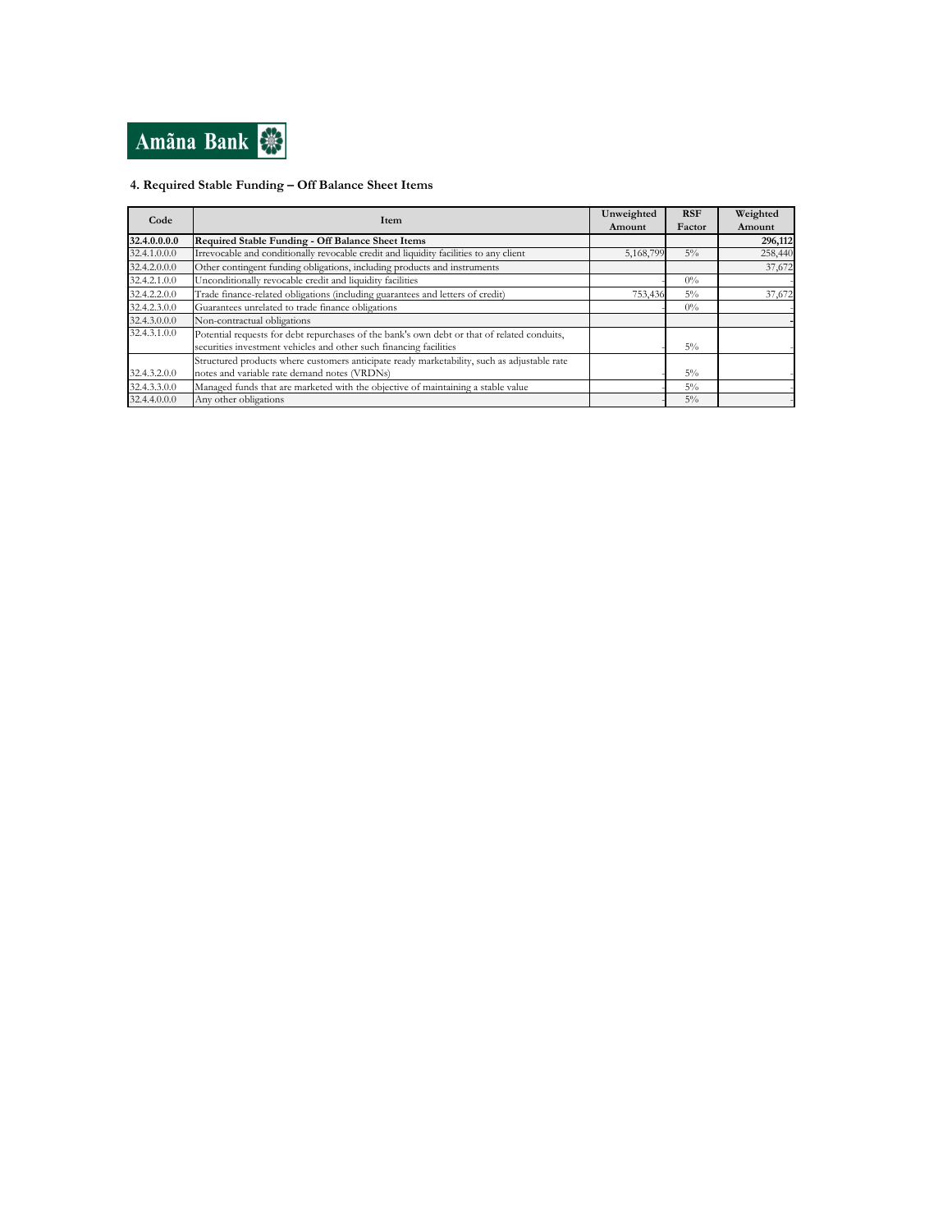Amãna Bank

## 4. Required Stable Funding – Off Balance Sheet Items

| Code | Item | Unweighted Amount | RSF Factor | Weighted Amount |
|---|---|---|---|---|
| **32.4.0.0.0.0** | **Required Stable Funding - Off Balance Sheet Items** | | | **296,112** |
| 32.4.1.0.0.0 | Irrevocable and conditionally revocable credit and liquidity facilities to any client | 5,168,799 | 5% | 258,440 |
| 32.4.2.0.0.0 | Other contingent funding obligations, including products and instruments | | | 37,672 |
| 32.4.2.1.0.0 | Unconditionally revocable credit and liquidity facilities | - | 0% | - |
| 32.4.2.2.0.0 | Trade finance-related obligations (including guarantees and letters of credit) | 753,436 | 5% | 37,672 |
| 32.4.2.3.0.0 | Guarantees unrelated to trade finance obligations | - | 0% | - |
| 32.4.3.0.0.0 | Non-contractual obligations | | | - |
| 32.4.3.1.0.0 | Potential requests for debt repurchases of the bank's own debt or that of related conduits, securities investment vehicles and other such financing facilities | - | 5% | - |
| 32.4.3.2.0.0 | Structured products where customers anticipate ready marketability, such as adjustable rate notes and variable rate demand notes (VRDNs) | - | 5% | - |
| 32.4.3.3.0.0 | Managed funds that are marketed with the objective of maintaining a stable value | - | 5% | - |
| 32.4.4.0.0.0 | Any other obligations | - | 5% | - |